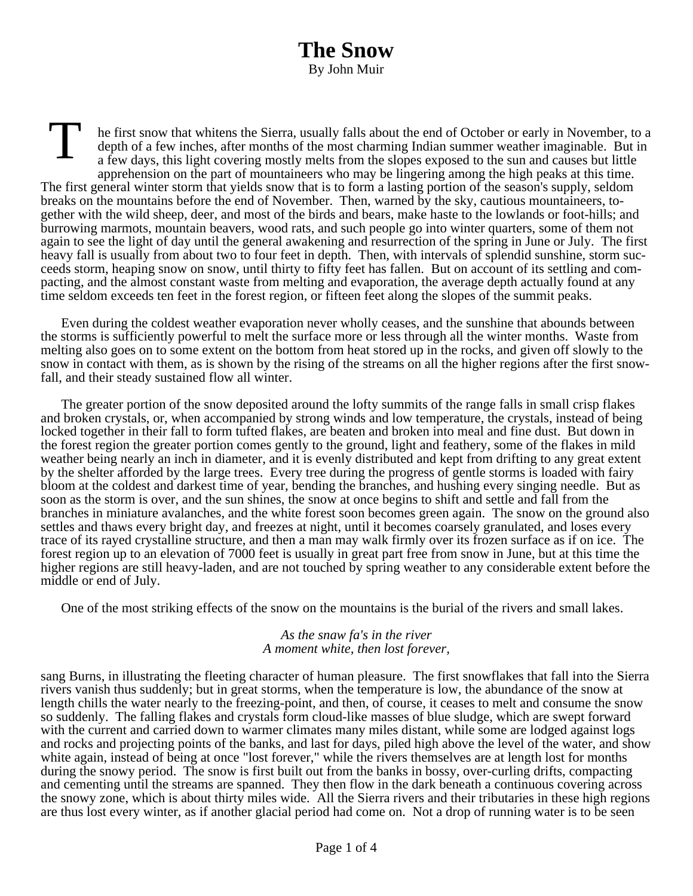# The Snow

By John Muir

The first snow that whitens the Sierra, usually falls about the end of October or early in November, to a depth of a few inches, after months of the most charming Indian summer weather imaginable. But in a few days, this light covering mostly melts from the slopes exposed to the sun and causes but little apprehension on the part of mountaineers who may be lingering among the high peaks at this time. The first general winter storm that yields snow that is to form a lasting portion of the season's supply, seldom breaks on the mountains before the end of November. Then, warned by the sky, cautious mountaineers, together with the wild sheep, deer, and most of the birds and bears, make haste to the lowlands or foot-hills; and burrowing marmots, mountain beavers, wood rats, and such people go into winter quarters, some of them not again to see the light of day until the general awakening and resurrection of the spring in June or July. The first heavy fall is usually from about two to four feet in depth. Then, with intervals of splendid sunshine, storm succeeds storm, heaping snow on snow, until thirty to fifty feet has fallen. But on account of its settling and compacting, and the almost constant waste from melting and evaporation, the average depth actually found at any time seldom exceeds ten feet in the forest region, or fifteen feet along the slopes of the summit peaks.

Even during the coldest weather evaporation never wholly ceases, and the sunshine that abounds between the storms is sufficiently powerful to melt the surface more or less through all the winter months. Waste from melting also goes on to some extent on the bottom from heat stored up in the rocks, and given off slowly to the snow in contact with them, as is shown by the rising of the streams on all the higher regions after the first snowfall, and their steady sustained flow all winter.

The greater portion of the snow deposited around the lofty summits of the range falls in small crisp flakes and broken crystals, or, when accompanied by strong winds and low temperature, the crystals, instead of being locked together in their fall to form tufted flakes, are beaten and broken into meal and fine dust. But down in the forest region the greater portion comes gently to the ground, light and feathery, some of the flakes in mild weather being nearly an inch in diameter, and it is evenly distributed and kept from drifting to any great extent by the shelter afforded by the large trees. Every tree during the progress of gentle storms is loaded with fairy bloom at the coldest and darkest time of year, bending the branches, and hushing every singing needle. But as soon as the storm is over, and the sun shines, the snow at once begins to shift and settle and fall from the branches in miniature avalanches, and the white forest soon becomes green again. The snow on the ground also settles and thaws every bright day, and freezes at night, until it becomes coarsely granulated, and loses every trace of its rayed crystalline structure, and then a man may walk firmly over its frozen surface as if on ice. The forest region up to an elevation of 7000 feet is usually in great part free from snow in June, but at this time the higher regions are still heavy-laden, and are not touched by spring weather to any considerable extent before the middle or end of July.

One of the most striking effects of the snow on the mountains is the burial of the rivers and small lakes.

*As the snaw fa's in the river*
*A moment white, then lost forever,*

sang Burns, in illustrating the fleeting character of human pleasure. The first snowflakes that fall into the Sierra rivers vanish thus suddenly; but in great storms, when the temperature is low, the abundance of the snow at length chills the water nearly to the freezing-point, and then, of course, it ceases to melt and consume the snow so suddenly. The falling flakes and crystals form cloud-like masses of blue sludge, which are swept forward with the current and carried down to warmer climates many miles distant, while some are lodged against logs and rocks and projecting points of the banks, and last for days, piled high above the level of the water, and show white again, instead of being at once "lost forever," while the rivers themselves are at length lost for months during the snowy period. The snow is first built out from the banks in bossy, over-curling drifts, compacting and cementing until the streams are spanned. They then flow in the dark beneath a continuous covering across the snowy zone, which is about thirty miles wide. All the Sierra rivers and their tributaries in these high regions are thus lost every winter, as if another glacial period had come on. Not a drop of running water is to be seen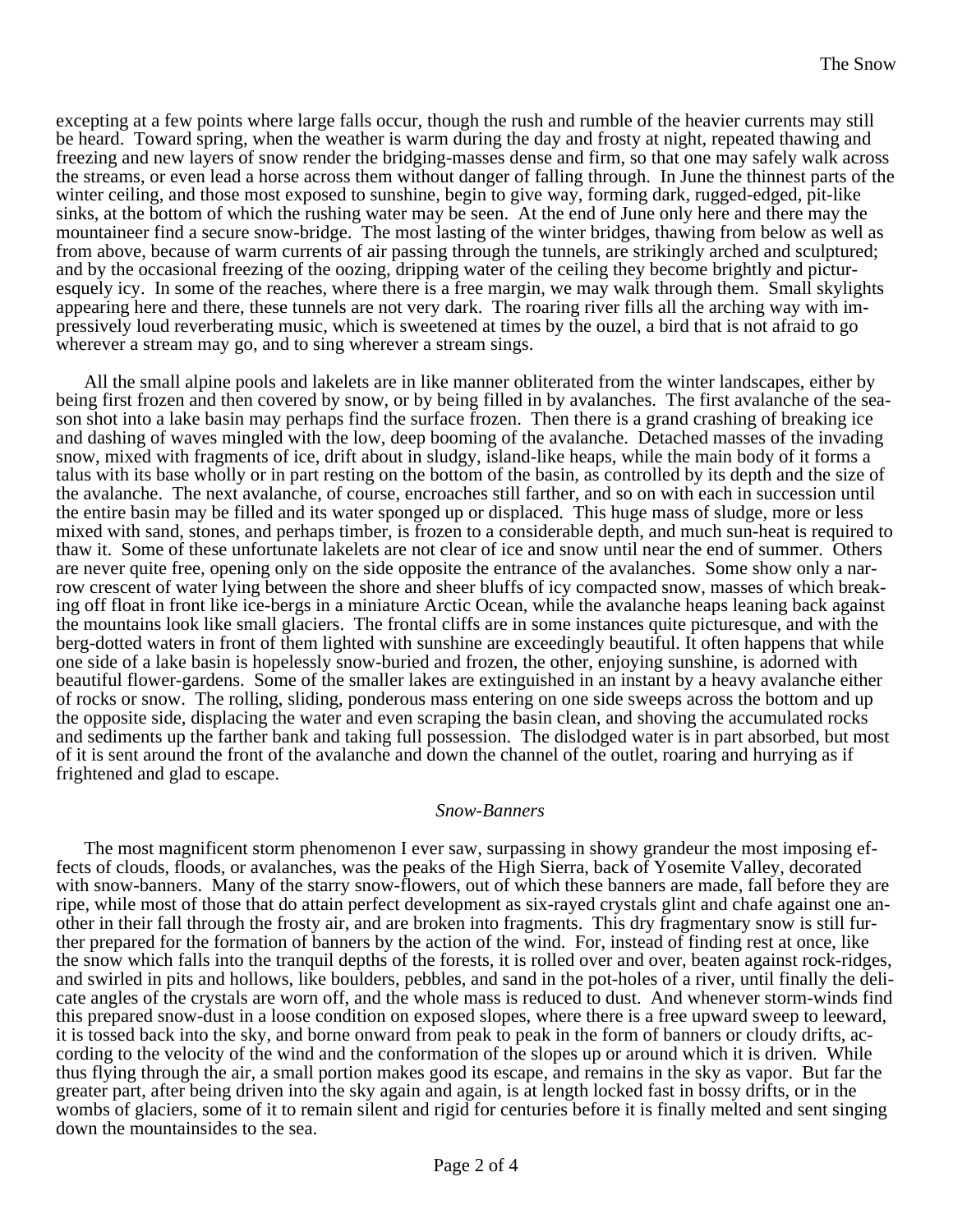excepting at a few points where large falls occur, though the rush and rumble of the heavier currents may still be heard. Toward spring, when the weather is warm during the day and frosty at night, repeated thawing and freezing and new layers of snow render the bridging-masses dense and firm, so that one may safely walk across the streams, or even lead a horse across them without danger of falling through. In June the thinnest parts of the winter ceiling, and those most exposed to sunshine, begin to give way, forming dark, rugged-edged, pit-like sinks, at the bottom of which the rushing water may be seen. At the end of June only here and there may the mountaineer find a secure snow-bridge. The most lasting of the winter bridges, thawing from below as well as from above, because of warm currents of air passing through the tunnels, are strikingly arched and sculptured; and by the occasional freezing of the oozing, dripping water of the ceiling they become brightly and picturesquely icy. In some of the reaches, where there is a free margin, we may walk through them. Small skylights appearing here and there, these tunnels are not very dark. The roaring river fills all the arching way with impressively loud reverberating music, which is sweetened at times by the ouzel, a bird that is not afraid to go wherever a stream may go, and to sing wherever a stream sings.

All the small alpine pools and lakelets are in like manner obliterated from the winter landscapes, either by being first frozen and then covered by snow, or by being filled in by avalanches. The first avalanche of the season shot into a lake basin may perhaps find the surface frozen. Then there is a grand crashing of breaking ice and dashing of waves mingled with the low, deep booming of the avalanche. Detached masses of the invading snow, mixed with fragments of ice, drift about in sludgy, island-like heaps, while the main body of it forms a talus with its base wholly or in part resting on the bottom of the basin, as controlled by its depth and the size of the avalanche. The next avalanche, of course, encroaches still farther, and so on with each in succession until the entire basin may be filled and its water sponged up or displaced. This huge mass of sludge, more or less mixed with sand, stones, and perhaps timber, is frozen to a considerable depth, and much sun-heat is required to thaw it. Some of these unfortunate lakelets are not clear of ice and snow until near the end of summer. Others are never quite free, opening only on the side opposite the entrance of the avalanches. Some show only a narrow crescent of water lying between the shore and sheer bluffs of icy compacted snow, masses of which breaking off float in front like ice-bergs in a miniature Arctic Ocean, while the avalanche heaps leaning back against the mountains look like small glaciers. The frontal cliffs are in some instances quite picturesque, and with the berg-dotted waters in front of them lighted with sunshine are exceedingly beautiful. It often happens that while one side of a lake basin is hopelessly snow-buried and frozen, the other, enjoying sunshine, is adorned with beautiful flower-gardens. Some of the smaller lakes are extinguished in an instant by a heavy avalanche either of rocks or snow. The rolling, sliding, ponderous mass entering on one side sweeps across the bottom and up the opposite side, displacing the water and even scraping the basin clean, and shoving the accumulated rocks and sediments up the farther bank and taking full possession. The dislodged water is in part absorbed, but most of it is sent around the front of the avalanche and down the channel of the outlet, roaring and hurrying as if frightened and glad to escape.

### *Snow-Banners*

The most magnificent storm phenomenon I ever saw, surpassing in showy grandeur the most imposing effects of clouds, floods, or avalanches, was the peaks of the High Sierra, back of Yosemite Valley, decorated with snow-banners. Many of the starry snow-flowers, out of which these banners are made, fall before they are ripe, while most of those that do attain perfect development as six-rayed crystals glint and chafe against one another in their fall through the frosty air, and are broken into fragments. This dry fragmentary snow is still further prepared for the formation of banners by the action of the wind. For, instead of finding rest at once, like the snow which falls into the tranquil depths of the forests, it is rolled over and over, beaten against rock-ridges, and swirled in pits and hollows, like boulders, pebbles, and sand in the pot-holes of a river, until finally the delicate angles of the crystals are worn off, and the whole mass is reduced to dust. And whenever storm-winds find this prepared snow-dust in a loose condition on exposed slopes, where there is a free upward sweep to leeward, it is tossed back into the sky, and borne onward from peak to peak in the form of banners or cloudy drifts, according to the velocity of the wind and the conformation of the slopes up or around which it is driven. While thus flying through the air, a small portion makes good its escape, and remains in the sky as vapor. But far the greater part, after being driven into the sky again and again, is at length locked fast in bossy drifts, or in the wombs of glaciers, some of it to remain silent and rigid for centuries before it is finally melted and sent singing down the mountainsides to the sea.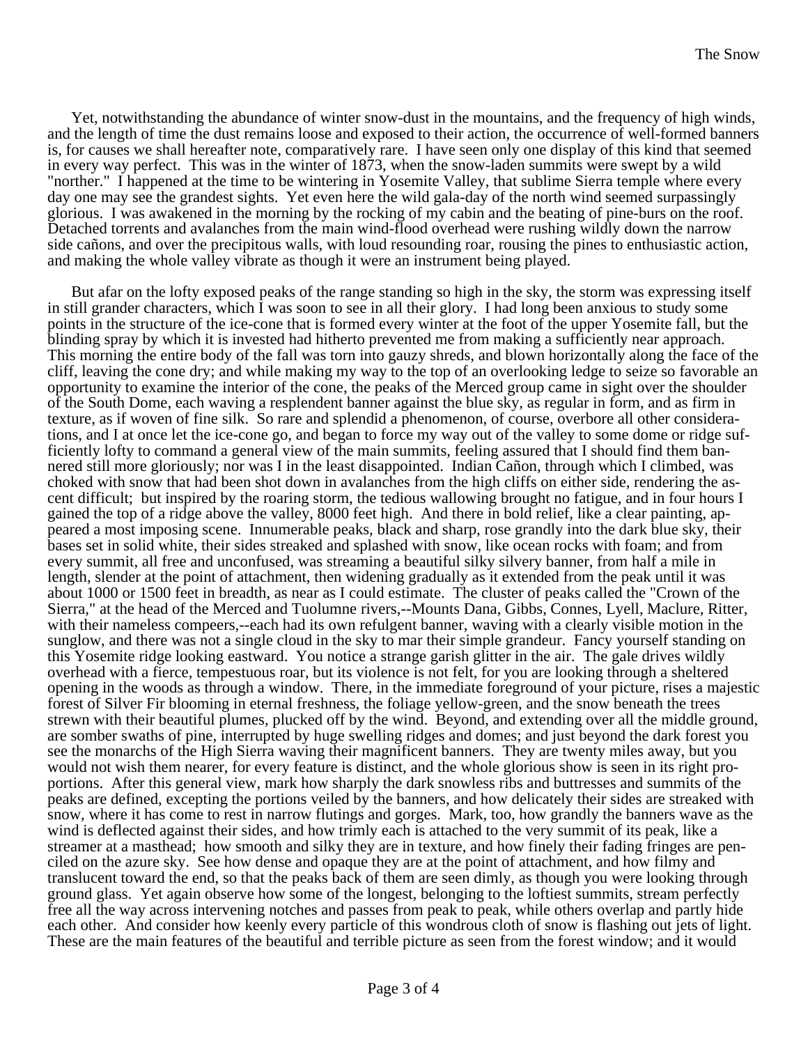Yet, notwithstanding the abundance of winter snow-dust in the mountains, and the frequency of high winds, and the length of time the dust remains loose and exposed to their action, the occurrence of well-formed banners is, for causes we shall hereafter note, comparatively rare. I have seen only one display of this kind that seemed in every way perfect. This was in the winter of 1873, when the snow-laden summits were swept by a wild "norther." I happened at the time to be wintering in Yosemite Valley, that sublime Sierra temple where every day one may see the grandest sights. Yet even here the wild gala-day of the north wind seemed surpassingly glorious. I was awakened in the morning by the rocking of my cabin and the beating of pine-burs on the roof. Detached torrents and avalanches from the main wind-flood overhead were rushing wildly down the narrow side cañons, and over the precipitous walls, with loud resounding roar, rousing the pines to enthusiastic action, and making the whole valley vibrate as though it were an instrument being played.

But afar on the lofty exposed peaks of the range standing so high in the sky, the storm was expressing itself in still grander characters, which I was soon to see in all their glory. I had long been anxious to study some points in the structure of the ice-cone that is formed every winter at the foot of the upper Yosemite fall, but the blinding spray by which it is invested had hitherto prevented me from making a sufficiently near approach. This morning the entire body of the fall was torn into gauzy shreds, and blown horizontally along the face of the cliff, leaving the cone dry; and while making my way to the top of an overlooking ledge to seize so favorable an opportunity to examine the interior of the cone, the peaks of the Merced group came in sight over the shoulder of the South Dome, each waving a resplendent banner against the blue sky, as regular in form, and as firm in texture, as if woven of fine silk. So rare and splendid a phenomenon, of course, overbore all other considerations, and I at once let the ice-cone go, and began to force my way out of the valley to some dome or ridge sufficiently lofty to command a general view of the main summits, feeling assured that I should find them bannered still more gloriously; nor was I in the least disappointed. Indian Cañon, through which I climbed, was choked with snow that had been shot down in avalanches from the high cliffs on either side, rendering the ascent difficult; but inspired by the roaring storm, the tedious wallowing brought no fatigue, and in four hours I gained the top of a ridge above the valley, 8000 feet high. And there in bold relief, like a clear painting, appeared a most imposing scene. Innumerable peaks, black and sharp, rose grandly into the dark blue sky, their bases set in solid white, their sides streaked and splashed with snow, like ocean rocks with foam; and from every summit, all free and unconfused, was streaming a beautiful silky silvery banner, from half a mile in length, slender at the point of attachment, then widening gradually as it extended from the peak until it was about 1000 or 1500 feet in breadth, as near as I could estimate. The cluster of peaks called the "Crown of the Sierra," at the head of the Merced and Tuolumne rivers,--Mounts Dana, Gibbs, Connes, Lyell, Maclure, Ritter, with their nameless compeers,--each had its own refulgent banner, waving with a clearly visible motion in the sunglow, and there was not a single cloud in the sky to mar their simple grandeur. Fancy yourself standing on this Yosemite ridge looking eastward. You notice a strange garish glitter in the air. The gale drives wildly overhead with a fierce, tempestuous roar, but its violence is not felt, for you are looking through a sheltered opening in the woods as through a window. There, in the immediate foreground of your picture, rises a majestic forest of Silver Fir blooming in eternal freshness, the foliage yellow-green, and the snow beneath the trees strewn with their beautiful plumes, plucked off by the wind. Beyond, and extending over all the middle ground, are somber swaths of pine, interrupted by huge swelling ridges and domes; and just beyond the dark forest you see the monarchs of the High Sierra waving their magnificent banners. They are twenty miles away, but you would not wish them nearer, for every feature is distinct, and the whole glorious show is seen in its right proportions. After this general view, mark how sharply the dark snowless ribs and buttresses and summits of the peaks are defined, excepting the portions veiled by the banners, and how delicately their sides are streaked with snow, where it has come to rest in narrow flutings and gorges. Mark, too, how grandly the banners wave as the wind is deflected against their sides, and how trimly each is attached to the very summit of its peak, like a streamer at a masthead; how smooth and silky they are in texture, and how finely their fading fringes are penciled on the azure sky. See how dense and opaque they are at the point of attachment, and how filmy and translucent toward the end, so that the peaks back of them are seen dimly, as though you were looking through ground glass. Yet again observe how some of the longest, belonging to the loftiest summits, stream perfectly free all the way across intervening notches and passes from peak to peak, while others overlap and partly hide each other. And consider how keenly every particle of this wondrous cloth of snow is flashing out jets of light. These are the main features of the beautiful and terrible picture as seen from the forest window; and it would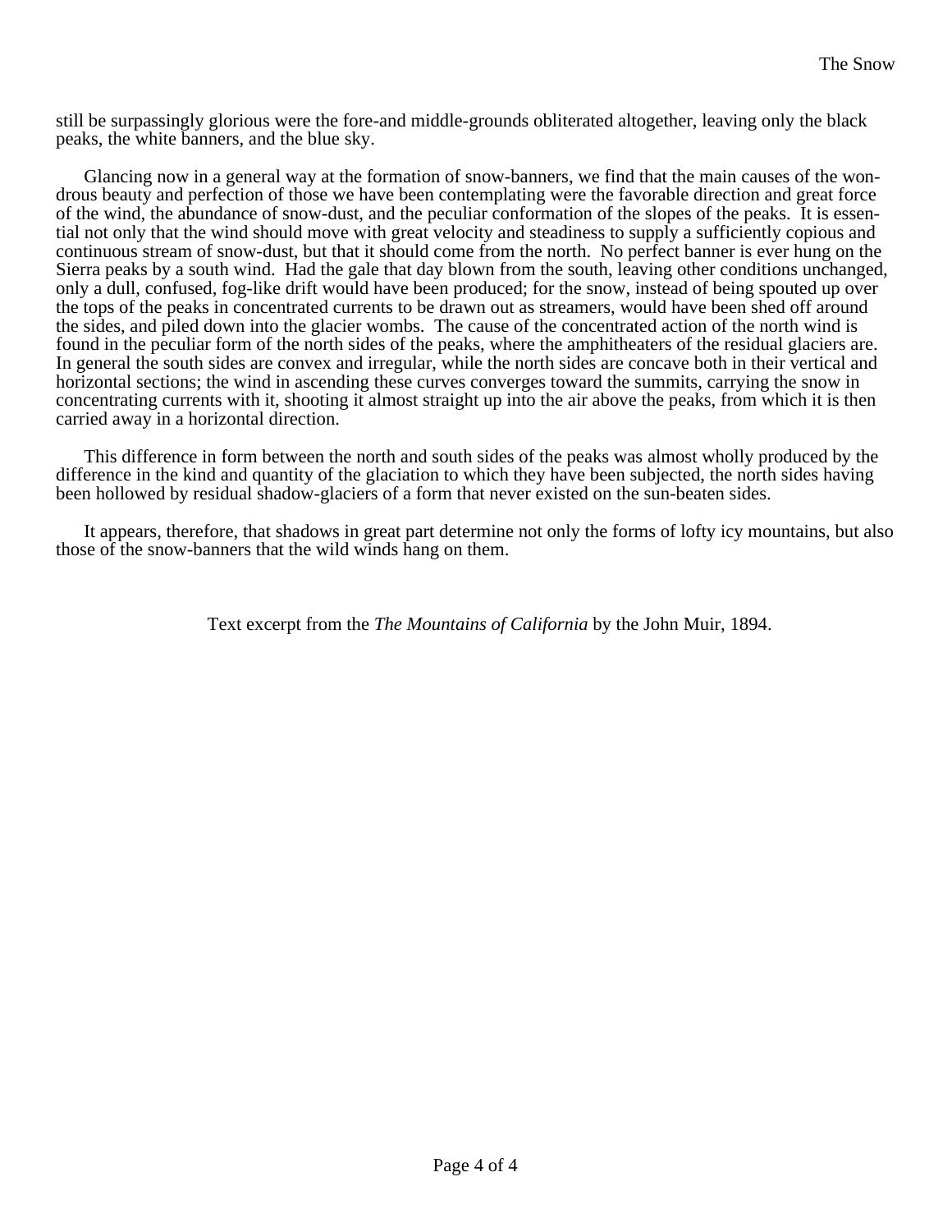still be surpassingly glorious were the fore-and middle-grounds obliterated altogether, leaving only the black peaks, the white banners, and the blue sky.

Glancing now in a general way at the formation of snow-banners, we find that the main causes of the wondrous beauty and perfection of those we have been contemplating were the favorable direction and great force of the wind, the abundance of snow-dust, and the peculiar conformation of the slopes of the peaks. It is essential not only that the wind should move with great velocity and steadiness to supply a sufficiently copious and continuous stream of snow-dust, but that it should come from the north. No perfect banner is ever hung on the Sierra peaks by a south wind. Had the gale that day blown from the south, leaving other conditions unchanged, only a dull, confused, fog-like drift would have been produced; for the snow, instead of being spouted up over the tops of the peaks in concentrated currents to be drawn out as streamers, would have been shed off around the sides, and piled down into the glacier wombs. The cause of the concentrated action of the north wind is found in the peculiar form of the north sides of the peaks, where the amphitheaters of the residual glaciers are. In general the south sides are convex and irregular, while the north sides are concave both in their vertical and horizontal sections; the wind in ascending these curves converges toward the summits, carrying the snow in concentrating currents with it, shooting it almost straight up into the air above the peaks, from which it is then carried away in a horizontal direction.

This difference in form between the north and south sides of the peaks was almost wholly produced by the difference in the kind and quantity of the glaciation to which they have been subjected, the north sides having been hollowed by residual shadow-glaciers of a form that never existed on the sun-beaten sides.

It appears, therefore, that shadows in great part determine not only the forms of lofty icy mountains, but also those of the snow-banners that the wild winds hang on them.

Text excerpt from the *The Mountains of California* by the John Muir, 1894.